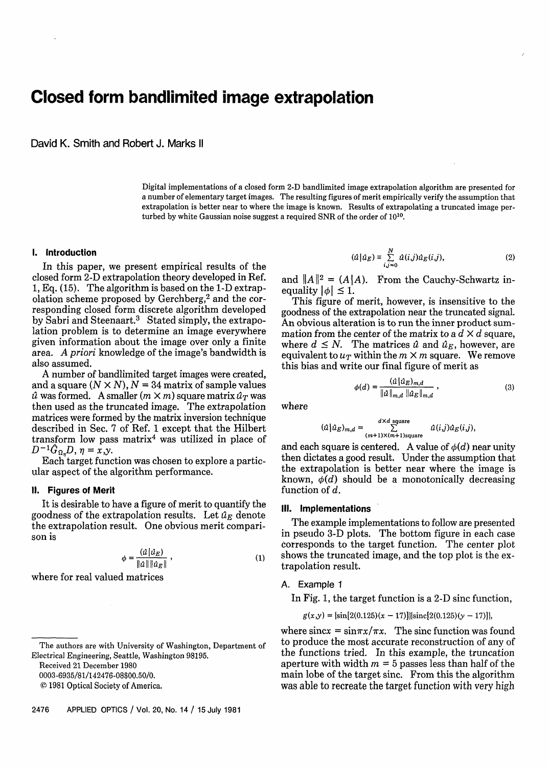# Closed form bandlimited image extrapolation

David K. Smith and Robert J. Marks II

Digital implementations of a closed form 2-D bandlimited image extrapolation algorithm are presented for a number of elementary target images. The resulting figures of merit empirically verify the assumption that extrapolation is better near to where the image is known. Results of extrapolating a truncated image perturbed by white Gaussian noise suggest a required SNR of the order of $10^{10}$.

## I. Introduction

In this paper, we present empirical results of the closed form 2-D extrapolation theory developed in Ref. 1, Eq. (15). The algorithm is based on the 1-D extrapolation scheme proposed by Gerchberg,[2] and the corresponding closed form discrete algorithm developed by Sabri and Steenaart.[3] Stated simply, the extrapolation problem is to determine an image everywhere given information about the image over only a finite area. *A priori* knowledge of the image's bandwidth is also assumed.

A number of bandlimited target images were created, and a square $(N \times N)$, $N = 34$ matrix of sample values $\hat{u}$ was formed. A smaller $(m \times m)$ square matrix $\hat{u}_T$ was then used as the truncated image. The extrapolation matrices were formed by the matrix inversion technique described in Sec. 7 of Ref. 1 except that the Hilbert transform low pass matrix[4] was utilized in place of $D^{-1}\hat{G}_{\Omega_\eta}D$, $\eta = x,y$.

Each target function was chosen to explore a particular aspect of the algorithm performance.

## II. Figures of Merit

It is desirable to have a figure of merit to quantify the goodness of the extrapolation results. Let $\hat{u}_E$ denote the extrapolation result. One obvious merit comparison is

$$\phi = \frac{(\hat{u}|\hat{u}_E)}{\|\hat{u}\|\,\|\hat{u}_E\|}, \tag{1}$$

where for real valued matrices

$$(\hat{u}|\hat{u}_E) \equiv \sum_{i,j=0}^{N} \hat{u}(i,j)\hat{u}_E(i,j), \tag{2}$$

and $\|A\|^2 = (A|A)$. From the Cauchy-Schwartz inequality $|\phi| \leq 1$.

This figure of merit, however, is insensitive to the goodness of the extrapolation near the truncated signal. An obvious alteration is to run the inner product summation from the center of the matrix to a $d \times d$ square, where $d \leq N$. The matrices $\hat{u}$ and $\hat{u}_E$, however, are equivalent to $u_T$ within the $m \times m$ square. We remove this bias and write our final figure of merit as

$$\phi(d) = \frac{(\hat{u}|\hat{u}_E)_{m,d}}{\|\hat{u}\|_{m,d}\,\|\hat{u}_E\|_{m,d}}, \tag{3}$$

where

$$(\hat{u}|\hat{u}_E)_{m,d} = \sum_{(m+1)\times(m+1)\text{square}}^{d\times d\text{ square}} \hat{u}(i,j)\hat{u}_E(i,j),$$

and each square is centered. A value of $\phi(d)$ near unity then dictates a good result. Under the assumption that the extrapolation is better near where the image is known, $\phi(d)$ should be a monotonically decreasing function of $d$.

## III. Implementations

The example implementations to follow are presented in pseudo 3-D plots. The bottom figure in each case corresponds to the target function. The center plot shows the truncated image, and the top plot is the extrapolation result.

### A. Example 1

In Fig. 1, the target function is a 2-D sinc function,

$$g(x,y) = \{\sin[2(0.125)(x - 17)]\}\{\text{sinc}[2(0.125)(y - 17)]\},$$

where $\text{sinc}\,x = \sin \pi x/\pi x$. The sinc function was found to produce the most accurate reconstruction of any of the functions tried. In this example, the truncation aperture with width $m = 5$ passes less than half of the main lobe of the target sinc. From this the algorithm was able to recreate the target function with very high

---

The authors are with University of Washington, Department of Electrical Engineering, Seattle, Washington 98195.

Received 21 December 1980

0003-6935/81/142476-08$00.50/0.

© 1981 Optical Society of America.